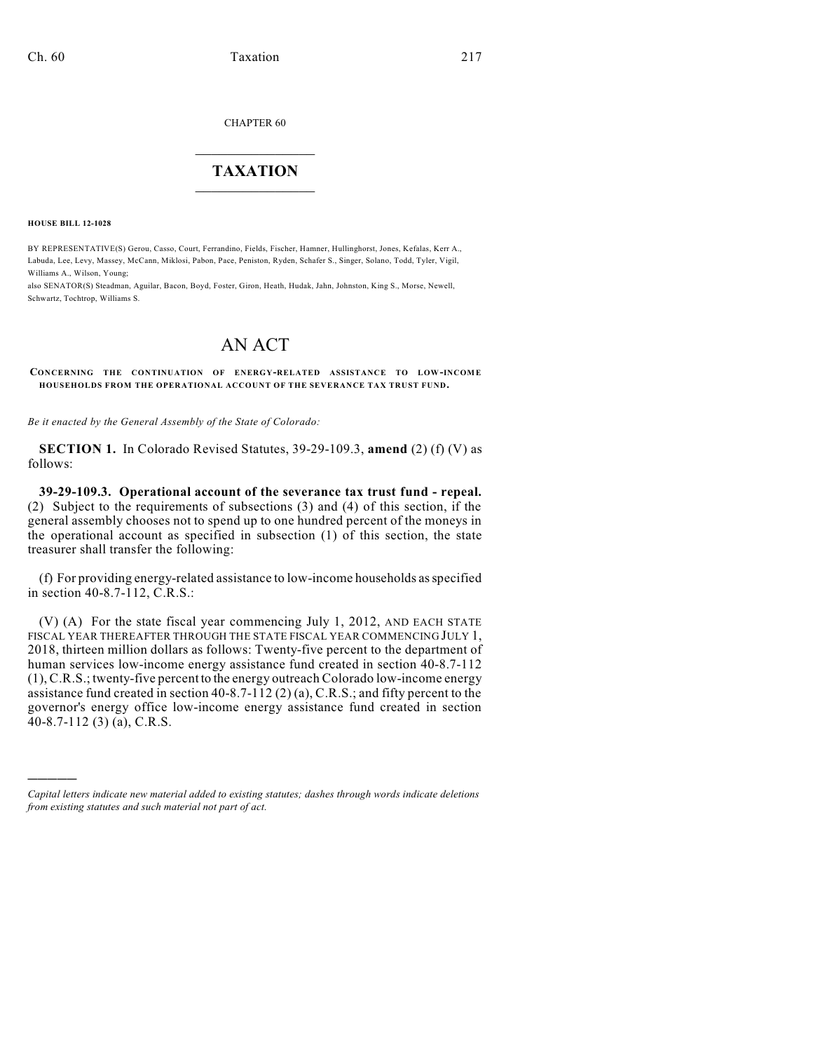CHAPTER 60

# TAXATION

**HOUSE BILL 12-1028**

BY REPRESENTATIVE(S) Gerou, Casso, Court, Ferrandino, Fields, Fischer, Hamner, Hullinghorst, Jones, Kefalas, Kerr A., Labuda, Lee, Levy, Massey, McCann, Miklosi, Pabon, Pace, Peniston, Ryden, Schafer S., Singer, Solano, Todd, Tyler, Vigil, Williams A., Wilson, Young;
also SENATOR(S) Steadman, Aguilar, Bacon, Boyd, Foster, Giron, Heath, Hudak, Jahn, Johnston, King S., Morse, Newell, Schwartz, Tochtrop, Williams S.

# AN ACT

CONCERNING THE CONTINUATION OF ENERGY-RELATED ASSISTANCE TO LOW-INCOME HOUSEHOLDS FROM THE OPERATIONAL ACCOUNT OF THE SEVERANCE TAX TRUST FUND.

*Be it enacted by the General Assembly of the State of Colorado:*

**SECTION 1.** In Colorado Revised Statutes, 39-29-109.3, **amend** (2) (f) (V) as follows:

**39-29-109.3. Operational account of the severance tax trust fund - repeal.** (2) Subject to the requirements of subsections (3) and (4) of this section, if the general assembly chooses not to spend up to one hundred percent of the moneys in the operational account as specified in subsection (1) of this section, the state treasurer shall transfer the following:

(f) For providing energy-related assistance to low-income households as specified in section 40-8.7-112, C.R.S.:

(V) (A) For the state fiscal year commencing July 1, 2012, AND EACH STATE FISCAL YEAR THEREAFTER THROUGH THE STATE FISCAL YEAR COMMENCING JULY 1, 2018, thirteen million dollars as follows: Twenty-five percent to the department of human services low-income energy assistance fund created in section 40-8.7-112 (1), C.R.S.; twenty-five percent to the energy outreach Colorado low-income energy assistance fund created in section 40-8.7-112 (2) (a), C.R.S.; and fifty percent to the governor's energy office low-income energy assistance fund created in section 40-8.7-112 (3) (a), C.R.S.

---

*Capital letters indicate new material added to existing statutes; dashes through words indicate deletions from existing statutes and such material not part of act.*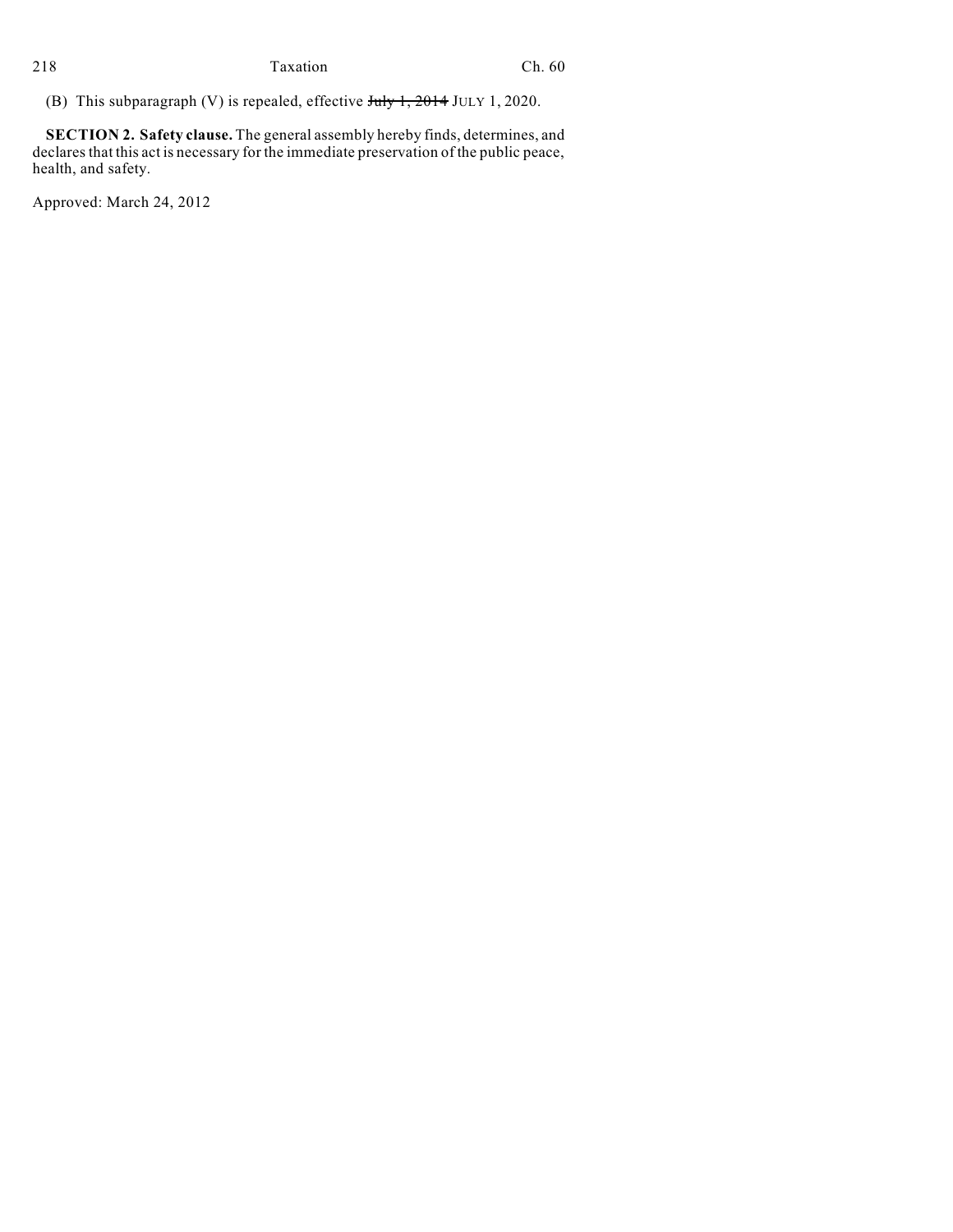(B) This subparagraph (V) is repealed, effective ~~July 1, 2014~~ JULY 1, 2020.

**SECTION 2. Safety clause.** The general assembly hereby finds, determines, and declares that this act is necessary for the immediate preservation of the public peace, health, and safety.

Approved: March 24, 2012